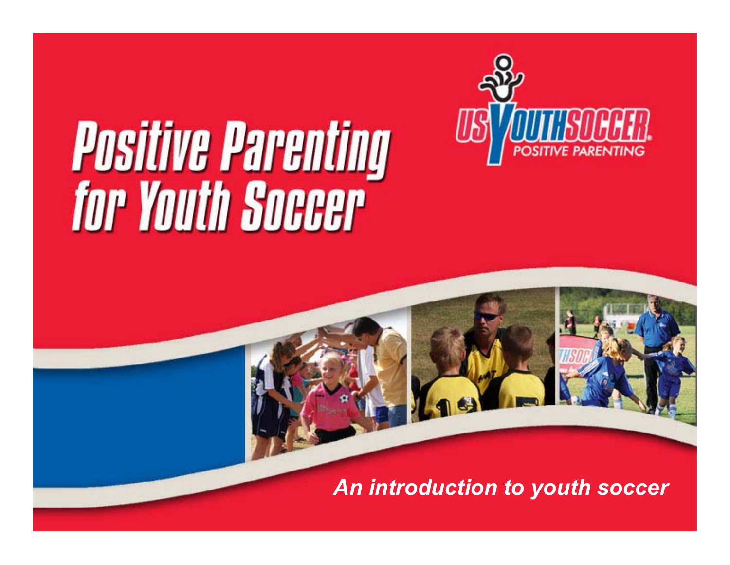# Positive Parenting for Youth Soccer

US YOUTH SOCCER
POSITIVE PARENTING

*An introduction to youth soccer*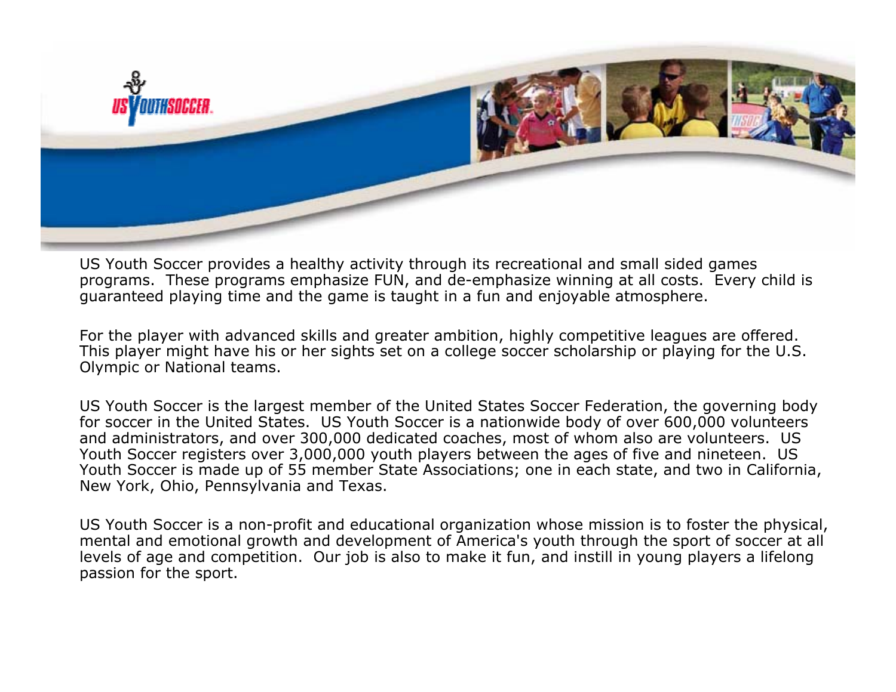US Youth Soccer provides a healthy activity through its recreational and small sided games programs. These programs emphasize FUN, and de-emphasize winning at all costs. Every child is guaranteed playing time and the game is taught in a fun and enjoyable atmosphere.

For the player with advanced skills and greater ambition, highly competitive leagues are offered. This player might have his or her sights set on a college soccer scholarship or playing for the U.S. Olympic or National teams.

US Youth Soccer is the largest member of the United States Soccer Federation, the governing body for soccer in the United States. US Youth Soccer is a nationwide body of over 600,000 volunteers and administrators, and over 300,000 dedicated coaches, most of whom also are volunteers. US Youth Soccer registers over 3,000,000 youth players between the ages of five and nineteen. US Youth Soccer is made up of 55 member State Associations; one in each state, and two in California, New York, Ohio, Pennsylvania and Texas.

US Youth Soccer is a non-profit and educational organization whose mission is to foster the physical, mental and emotional growth and development of America's youth through the sport of soccer at all levels of age and competition. Our job is also to make it fun, and instill in young players a lifelong passion for the sport.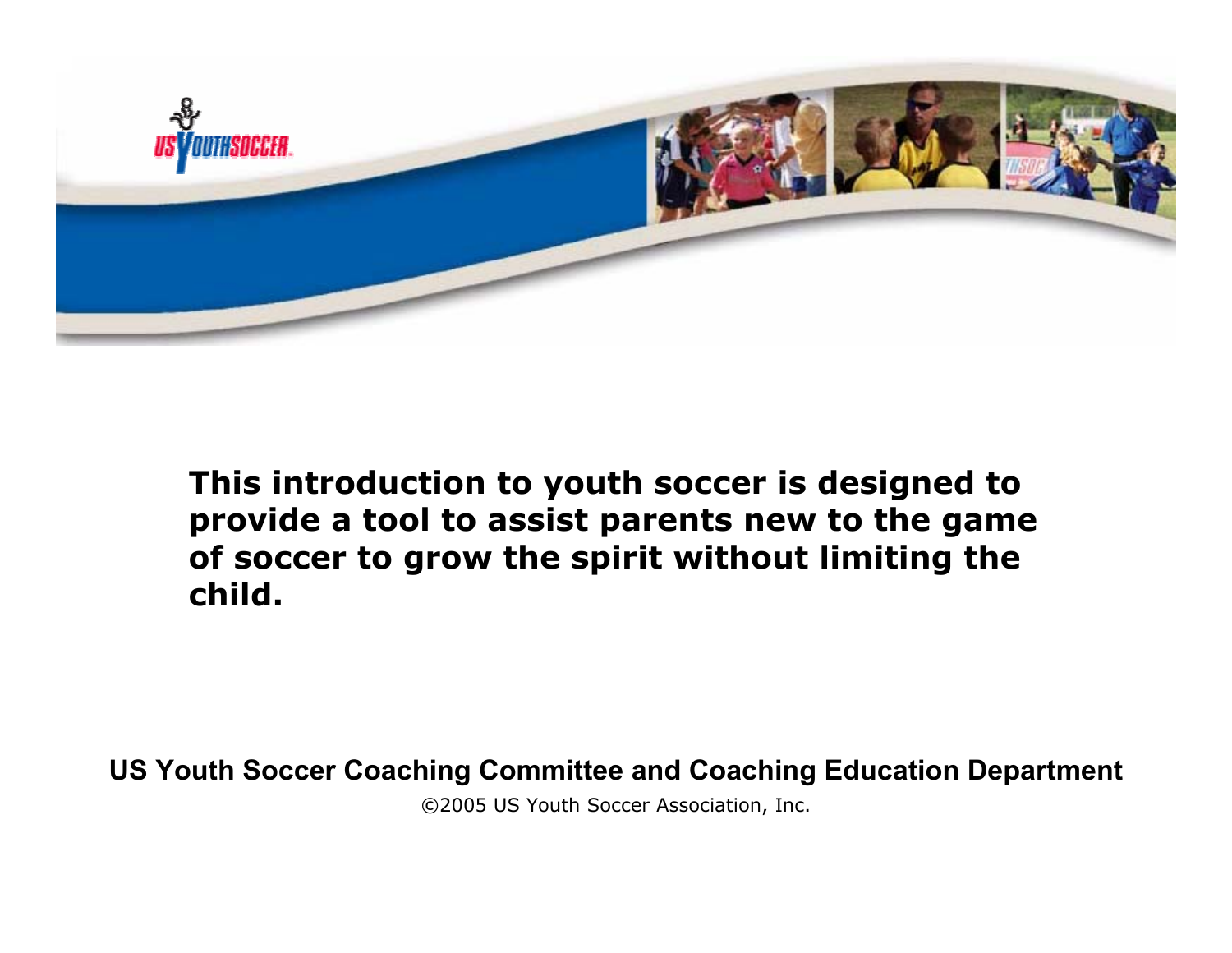**This introduction to youth soccer is designed to provide a tool to assist parents new to the game of soccer to grow the spirit without limiting the child.**

**US Youth Soccer Coaching Committee and Coaching Education Department**

©2005 US Youth Soccer Association, Inc.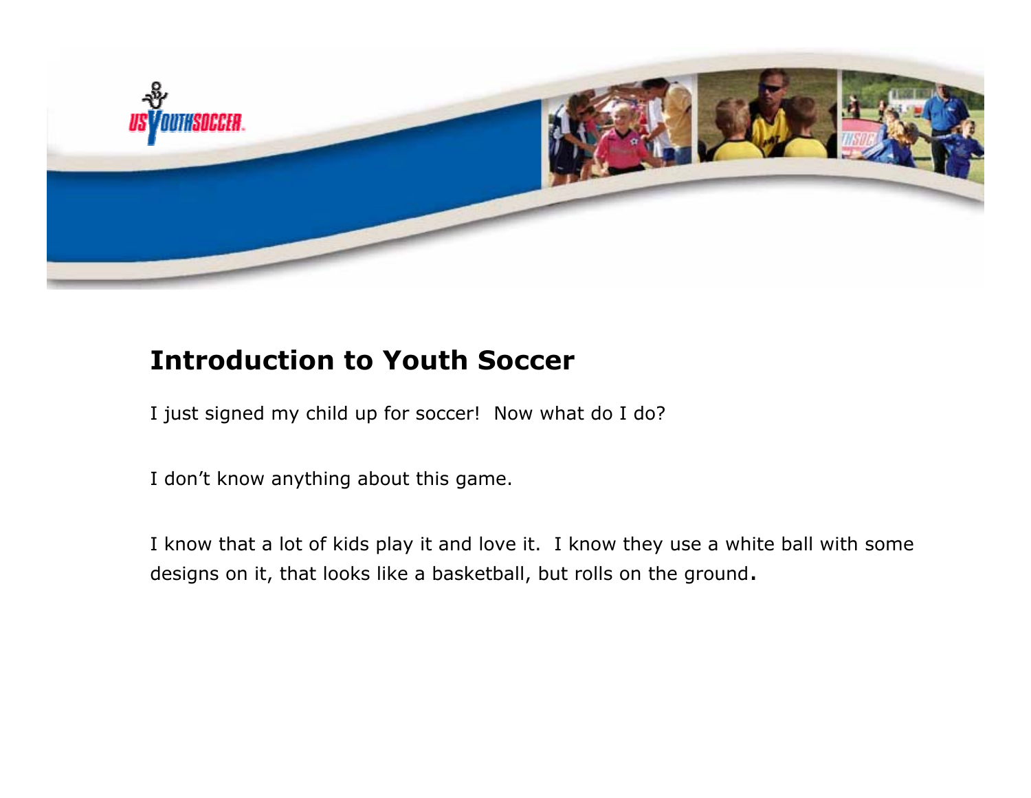## Introduction to Youth Soccer

I just signed my child up for soccer!  Now what do I do?

I don't know anything about this game.

I know that a lot of kids play it and love it.  I know they use a white ball with some designs on it, that looks like a basketball, but rolls on the ground.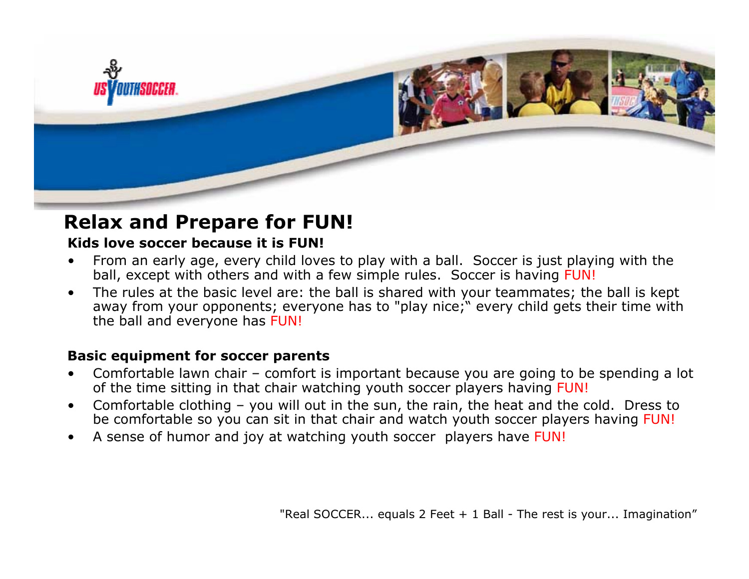# Relax and Prepare for FUN!

**Kids love soccer because it is FUN!**

- From an early age, every child loves to play with a ball. Soccer is just playing with the ball, except with others and with a few simple rules. Soccer is having FUN!
- The rules at the basic level are: the ball is shared with your teammates; the ball is kept away from your opponents; everyone has to "play nice;" every child gets their time with the ball and everyone has FUN!

**Basic equipment for soccer parents**

- Comfortable lawn chair – comfort is important because you are going to be spending a lot of the time sitting in that chair watching youth soccer players having FUN!
- Comfortable clothing – you will out in the sun, the rain, the heat and the cold. Dress to be comfortable so you can sit in that chair and watch youth soccer players having FUN!
- A sense of humor and joy at watching youth soccer players have FUN!

"Real SOCCER... equals 2 Feet + 1 Ball - The rest is your... Imagination"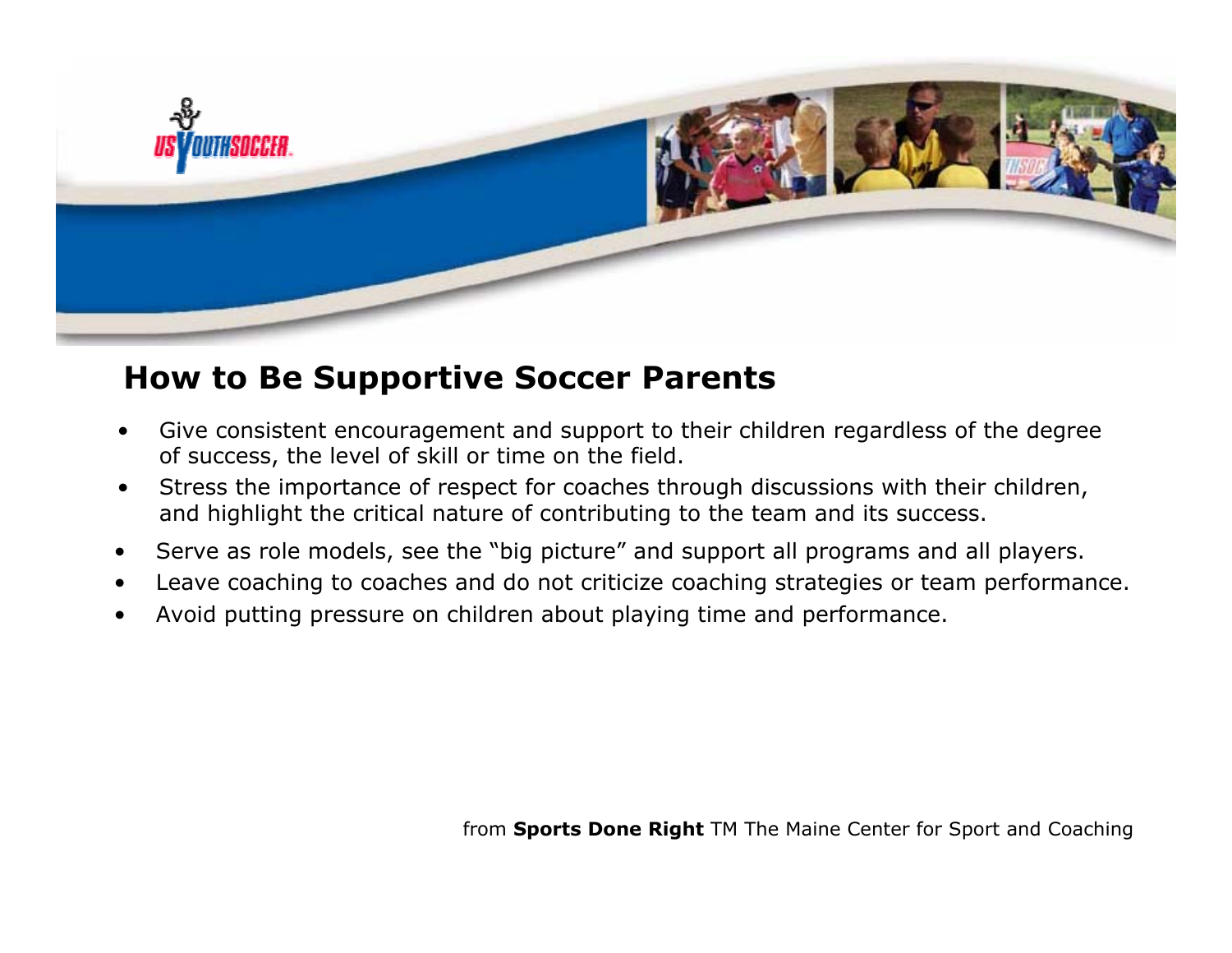## How to Be Supportive Soccer Parents

- Give consistent encouragement and support to their children regardless of the degree of success, the level of skill or time on the field.
- Stress the importance of respect for coaches through discussions with their children, and highlight the critical nature of contributing to the team and its success.
- Serve as role models, see the "big picture" and support all programs and all players.
- Leave coaching to coaches and do not criticize coaching strategies or team performance.
- Avoid putting pressure on children about playing time and performance.

from **Sports Done Right** TM The Maine Center for Sport and Coaching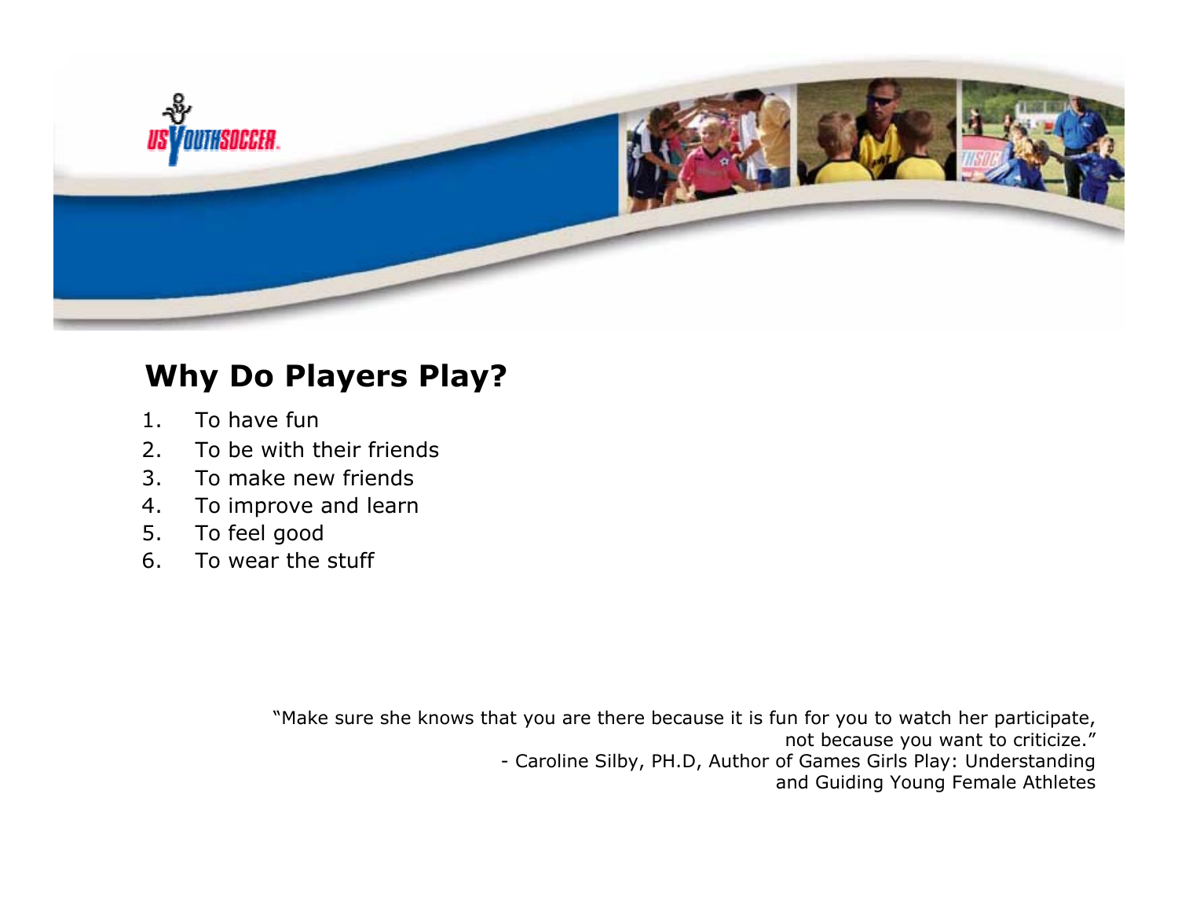## Why Do Players Play?

1. To have fun
2. To be with their friends
3. To make new friends
4. To improve and learn
5. To feel good
6. To wear the stuff

"Make sure she knows that you are there because it is fun for you to watch her participate, not because you want to criticize."
- Caroline Silby, PH.D, Author of Games Girls Play: Understanding and Guiding Young Female Athletes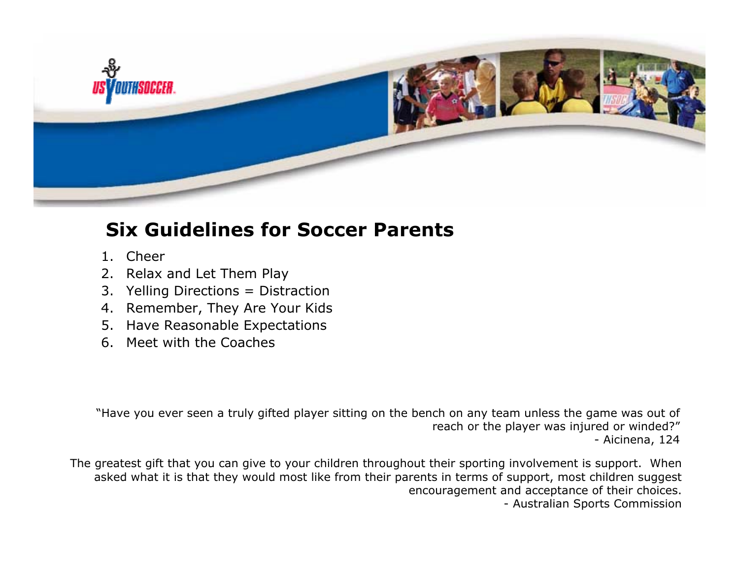## Six Guidelines for Soccer Parents

1. Cheer
2. Relax and Let Them Play
3. Yelling Directions = Distraction
4. Remember, They Are Your Kids
5. Have Reasonable Expectations
6. Meet with the Coaches

"Have you ever seen a truly gifted player sitting on the bench on any team unless the game was out of reach or the player was injured or winded?"
- Aicinena, 124

The greatest gift that you can give to your children throughout their sporting involvement is support. When asked what it is that they would most like from their parents in terms of support, most children suggest encouragement and acceptance of their choices.
- Australian Sports Commission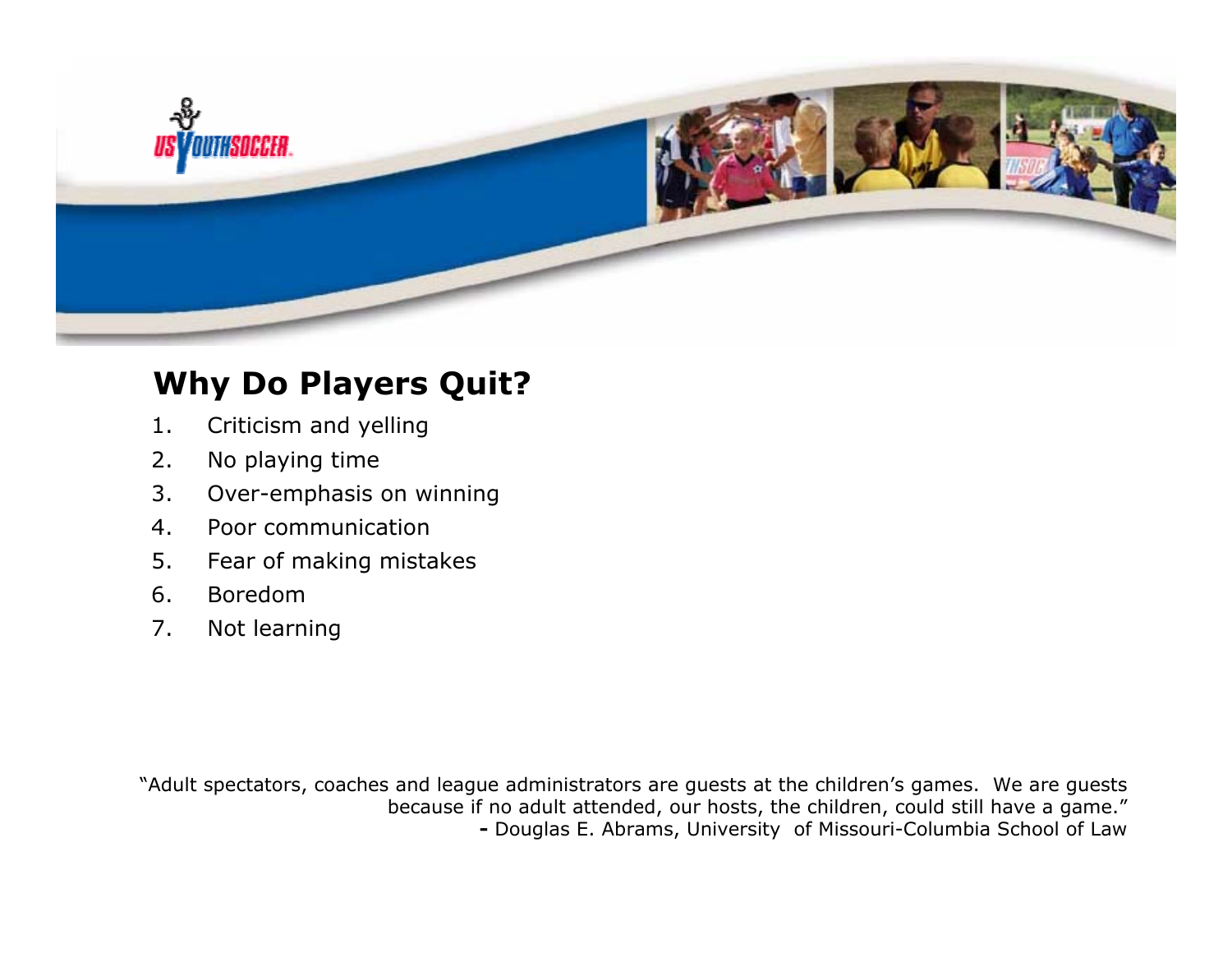## Why Do Players Quit?

1. Criticism and yelling
2. No playing time
3. Over-emphasis on winning
4. Poor communication
5. Fear of making mistakes
6. Boredom
7. Not learning

"Adult spectators, coaches and league administrators are guests at the children's games. We are guests because if no adult attended, our hosts, the children, could still have a game."
**-** Douglas E. Abrams, University of Missouri-Columbia School of Law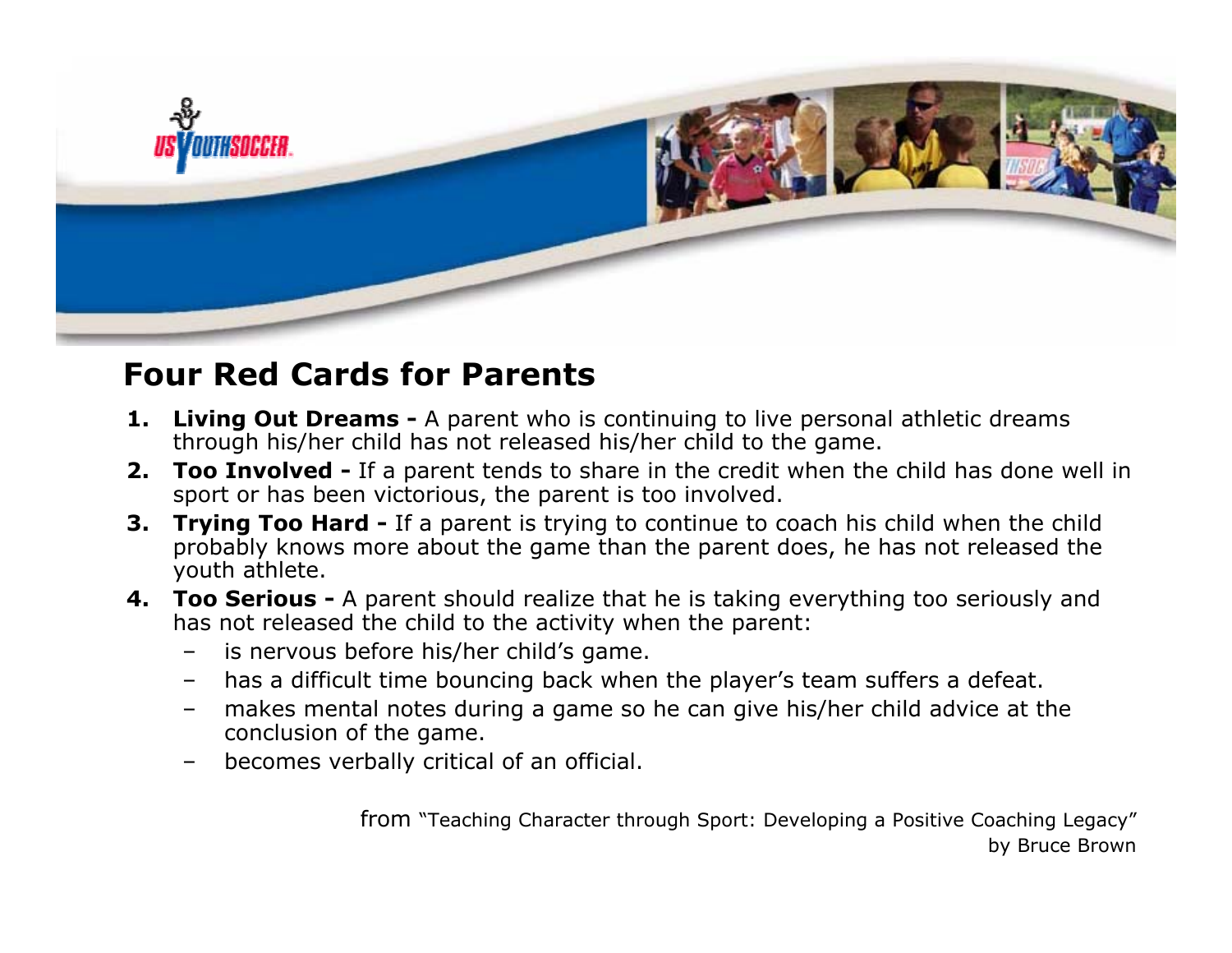## Four Red Cards for Parents

1. **Living Out Dreams -** A parent who is continuing to live personal athletic dreams through his/her child has not released his/her child to the game.
2. **Too Involved -** If a parent tends to share in the credit when the child has done well in sport or has been victorious, the parent is too involved.
3. **Trying Too Hard -** If a parent is trying to continue to coach his child when the child probably knows more about the game than the parent does, he has not released the youth athlete.
4. **Too Serious -** A parent should realize that he is taking everything too seriously and has not released the child to the activity when the parent:
   - is nervous before his/her child's game.
   - has a difficult time bouncing back when the player's team suffers a defeat.
   - makes mental notes during a game so he can give his/her child advice at the conclusion of the game.
   - becomes verbally critical of an official.

from "Teaching Character through Sport: Developing a Positive Coaching Legacy" by Bruce Brown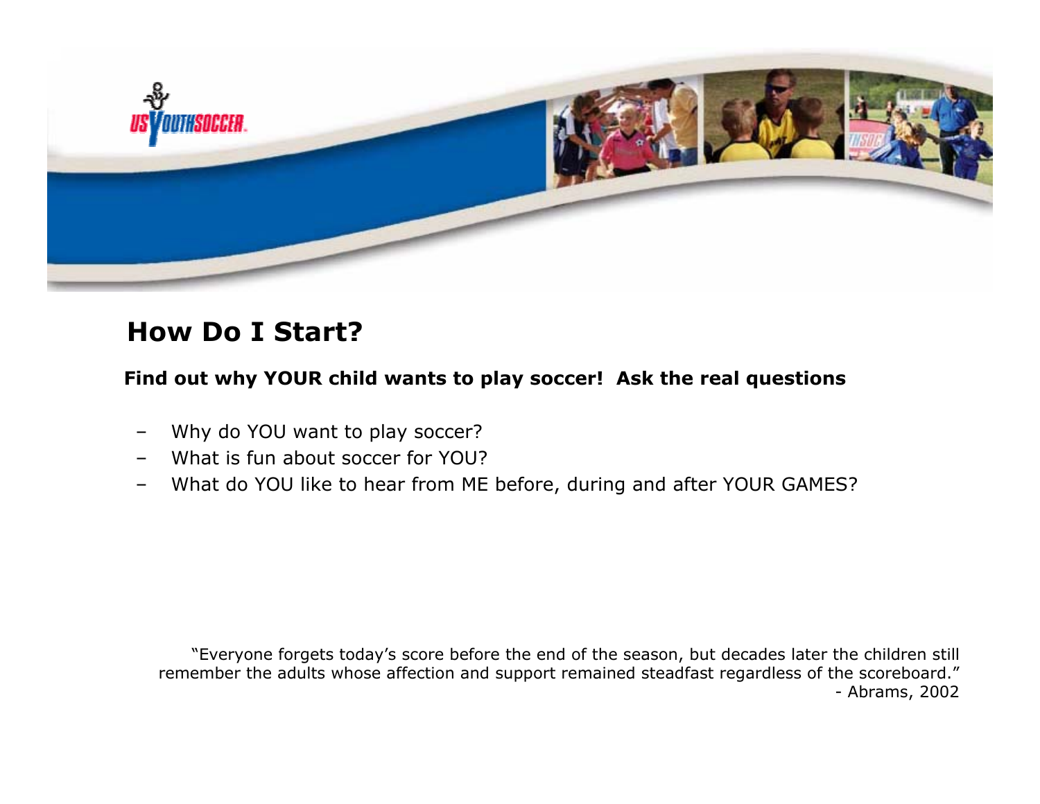# How Do I Start?

**Find out why YOUR child wants to play soccer!  Ask the real questions**

- Why do YOU want to play soccer?
- What is fun about soccer for YOU?
- What do YOU like to hear from ME before, during and after YOUR GAMES?

"Everyone forgets today's score before the end of the season, but decades later the children still remember the adults whose affection and support remained steadfast regardless of the scoreboard."
- Abrams, 2002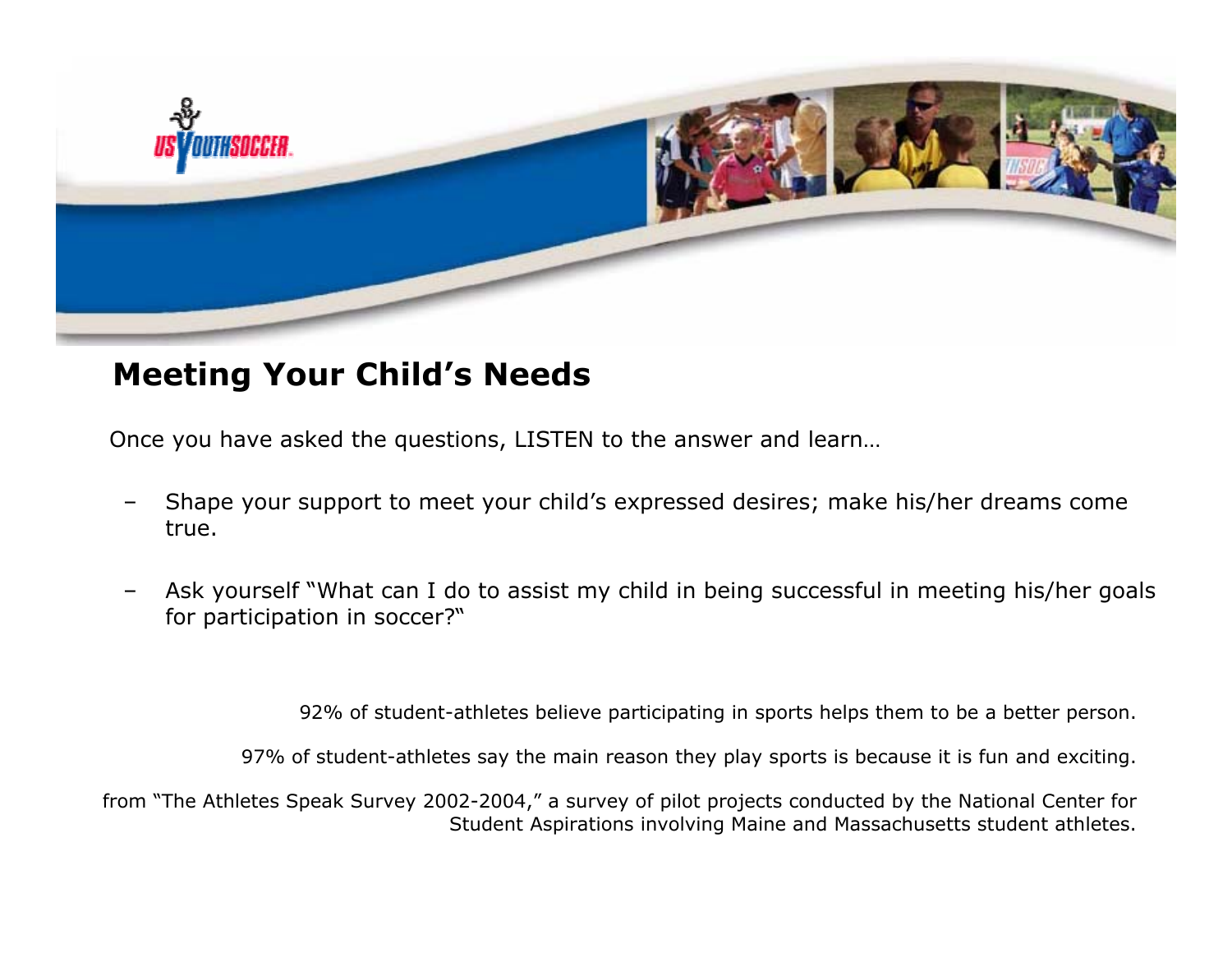## Meeting Your Child's Needs

Once you have asked the questions, LISTEN to the answer and learn…

- Shape your support to meet your child's expressed desires; make his/her dreams come true.
- Ask yourself "What can I do to assist my child in being successful in meeting his/her goals for participation in soccer?"

92% of student-athletes believe participating in sports helps them to be a better person.

97% of student-athletes say the main reason they play sports is because it is fun and exciting.

from "The Athletes Speak Survey 2002-2004," a survey of pilot projects conducted by the National Center for Student Aspirations involving Maine and Massachusetts student athletes.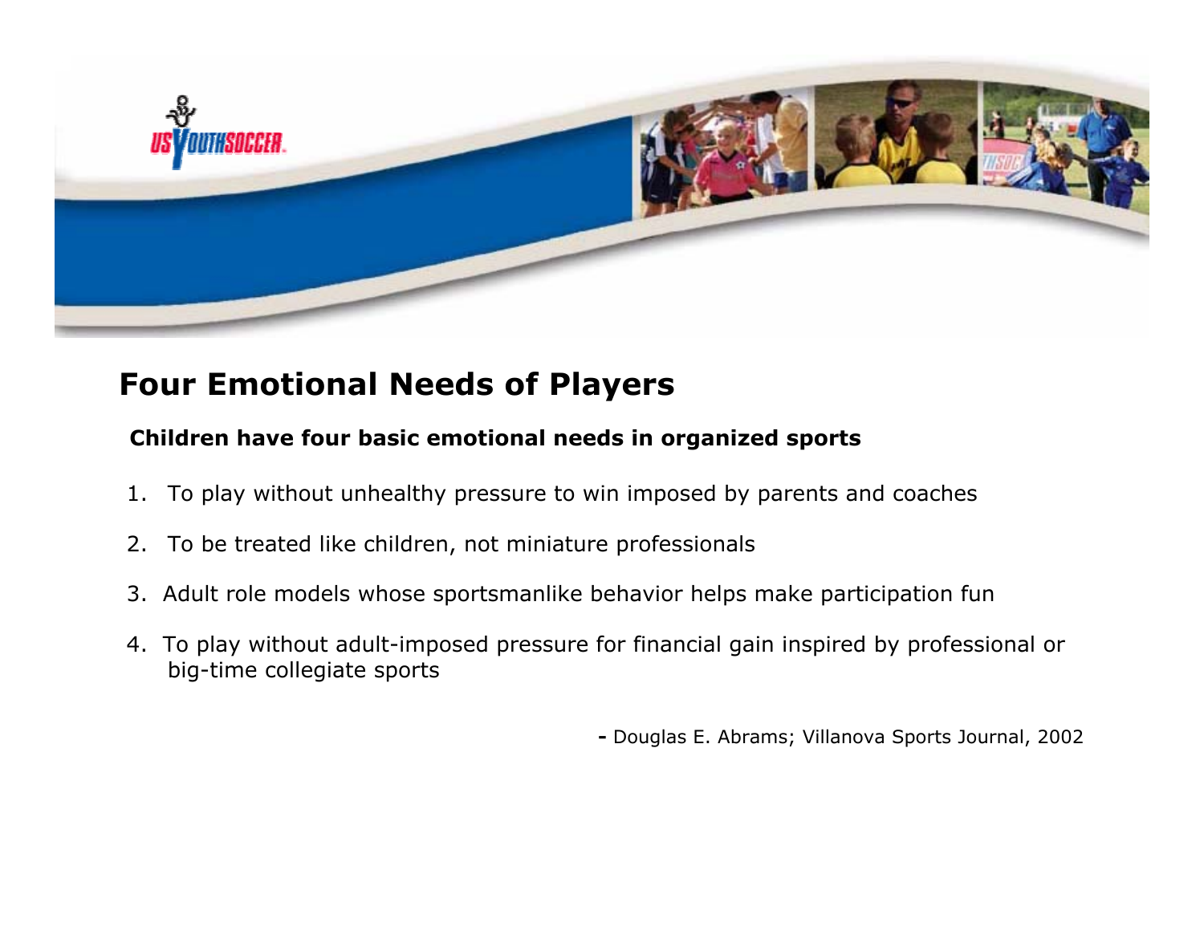## Four Emotional Needs of Players

**Children have four basic emotional needs in organized sports**

1. To play without unhealthy pressure to win imposed by parents and coaches
2. To be treated like children, not miniature professionals
3. Adult role models whose sportsmanlike behavior helps make participation fun
4. To play without adult-imposed pressure for financial gain inspired by professional or big-time collegiate sports

**-** Douglas E. Abrams; Villanova Sports Journal, 2002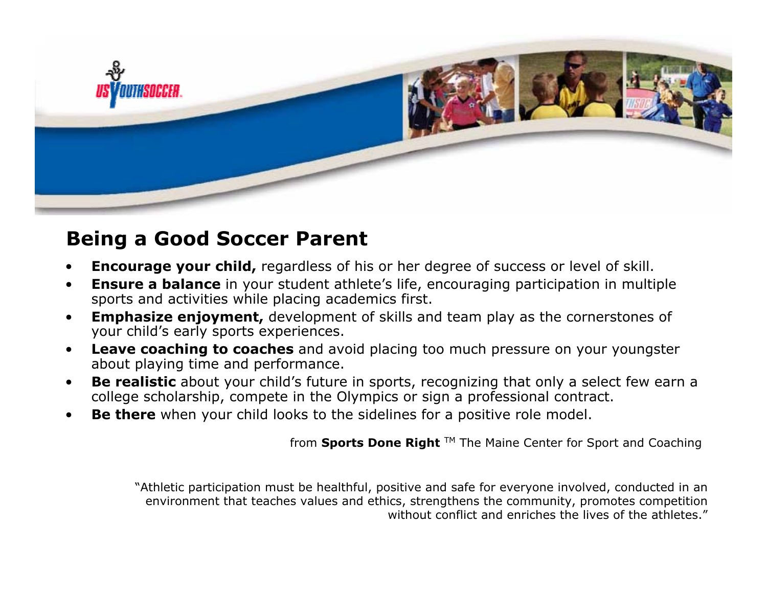# Being a Good Soccer Parent

- **Encourage your child,** regardless of his or her degree of success or level of skill.
- **Ensure a balance** in your student athlete's life, encouraging participation in multiple sports and activities while placing academics first.
- **Emphasize enjoyment,** development of skills and team play as the cornerstones of your child's early sports experiences.
- **Leave coaching to coaches** and avoid placing too much pressure on your youngster about playing time and performance.
- **Be realistic** about your child's future in sports, recognizing that only a select few earn a college scholarship, compete in the Olympics or sign a professional contract.
- **Be there** when your child looks to the sidelines for a positive role model.

from **Sports Done Right** ™ The Maine Center for Sport and Coaching

"Athletic participation must be healthful, positive and safe for everyone involved, conducted in an environment that teaches values and ethics, strengthens the community, promotes competition without conflict and enriches the lives of the athletes."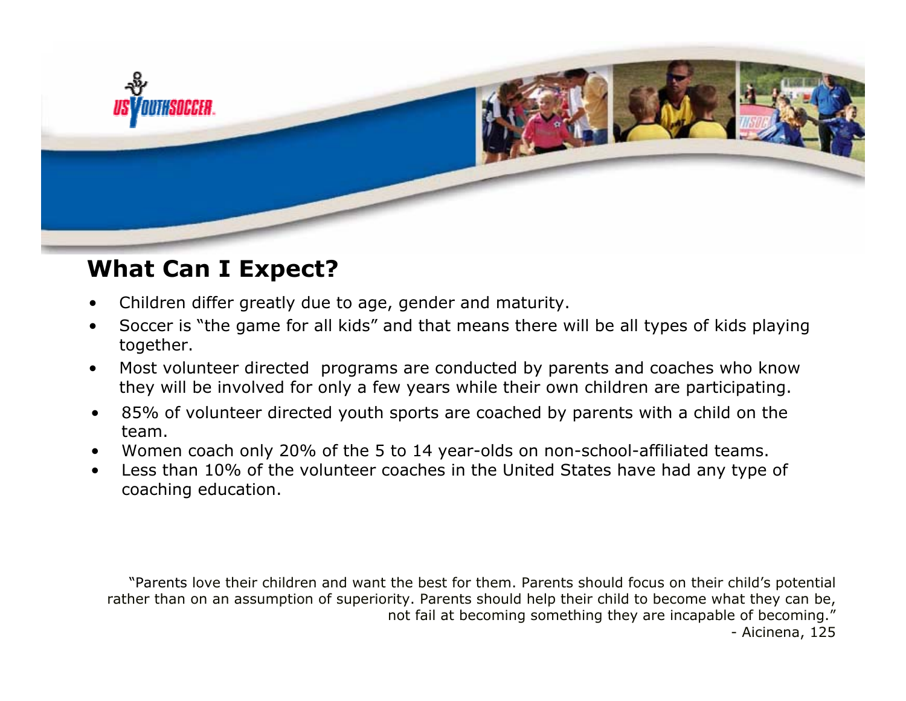## What Can I Expect?

- Children differ greatly due to age, gender and maturity.
- Soccer is "the game for all kids" and that means there will be all types of kids playing together.
- Most volunteer directed programs are conducted by parents and coaches who know they will be involved for only a few years while their own children are participating.
- 85% of volunteer directed youth sports are coached by parents with a child on the team.
- Women coach only 20% of the 5 to 14 year-olds on non-school-affiliated teams.
- Less than 10% of the volunteer coaches in the United States have had any type of coaching education.

"Parents love their children and want the best for them. Parents should focus on their child's potential rather than on an assumption of superiority. Parents should help their child to become what they can be, not fail at becoming something they are incapable of becoming."

- Aicinena, 125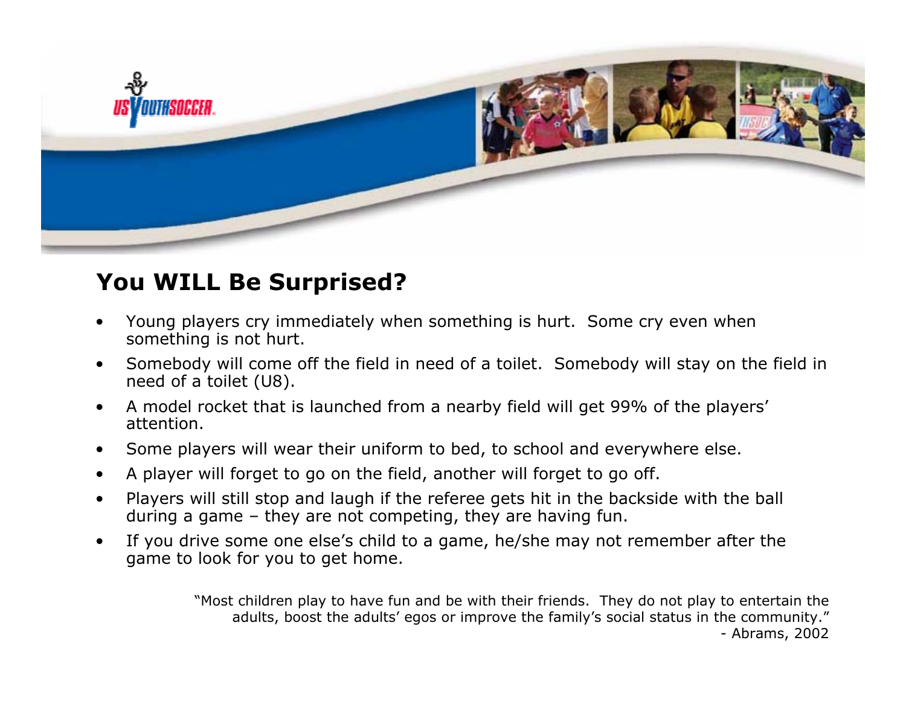## You WILL Be Surprised?

- Young players cry immediately when something is hurt. Some cry even when something is not hurt.
- Somebody will come off the field in need of a toilet. Somebody will stay on the field in need of a toilet (U8).
- A model rocket that is launched from a nearby field will get 99% of the players' attention.
- Some players will wear their uniform to bed, to school and everywhere else.
- A player will forget to go on the field, another will forget to go off.
- Players will still stop and laugh if the referee gets hit in the backside with the ball during a game – they are not competing, they are having fun.
- If you drive some one else's child to a game, he/she may not remember after the game to look for you to get home.

"Most children play to have fun and be with their friends. They do not play to entertain the adults, boost the adults' egos or improve the family's social status in the community."
- Abrams, 2002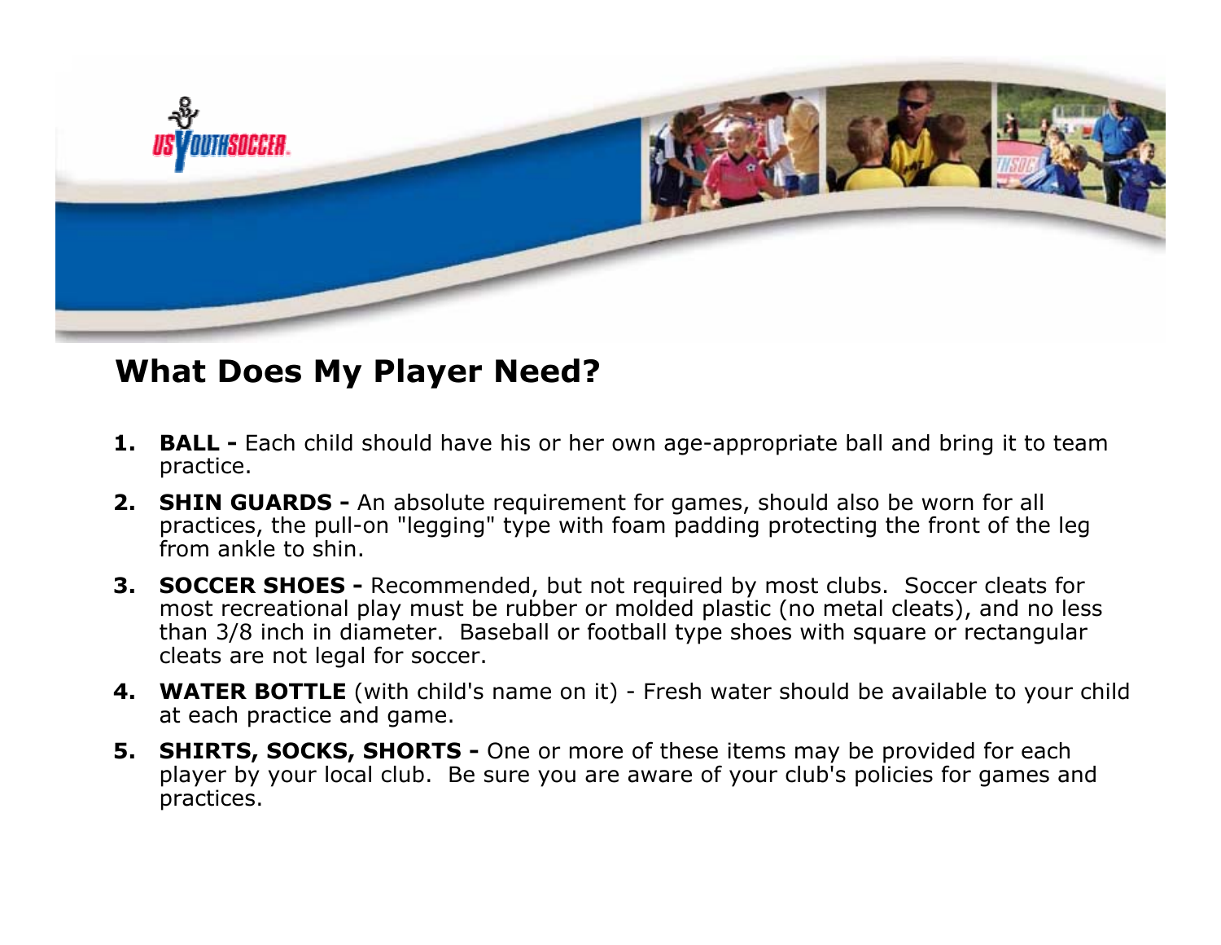## What Does My Player Need?

1. **BALL -** Each child should have his or her own age-appropriate ball and bring it to team practice.
2. **SHIN GUARDS -** An absolute requirement for games, should also be worn for all practices, the pull-on "legging" type with foam padding protecting the front of the leg from ankle to shin.
3. **SOCCER SHOES -** Recommended, but not required by most clubs. Soccer cleats for most recreational play must be rubber or molded plastic (no metal cleats), and no less than 3/8 inch in diameter. Baseball or football type shoes with square or rectangular cleats are not legal for soccer.
4. **WATER BOTTLE** (with child's name on it) - Fresh water should be available to your child at each practice and game.
5. **SHIRTS, SOCKS, SHORTS -** One or more of these items may be provided for each player by your local club. Be sure you are aware of your club's policies for games and practices.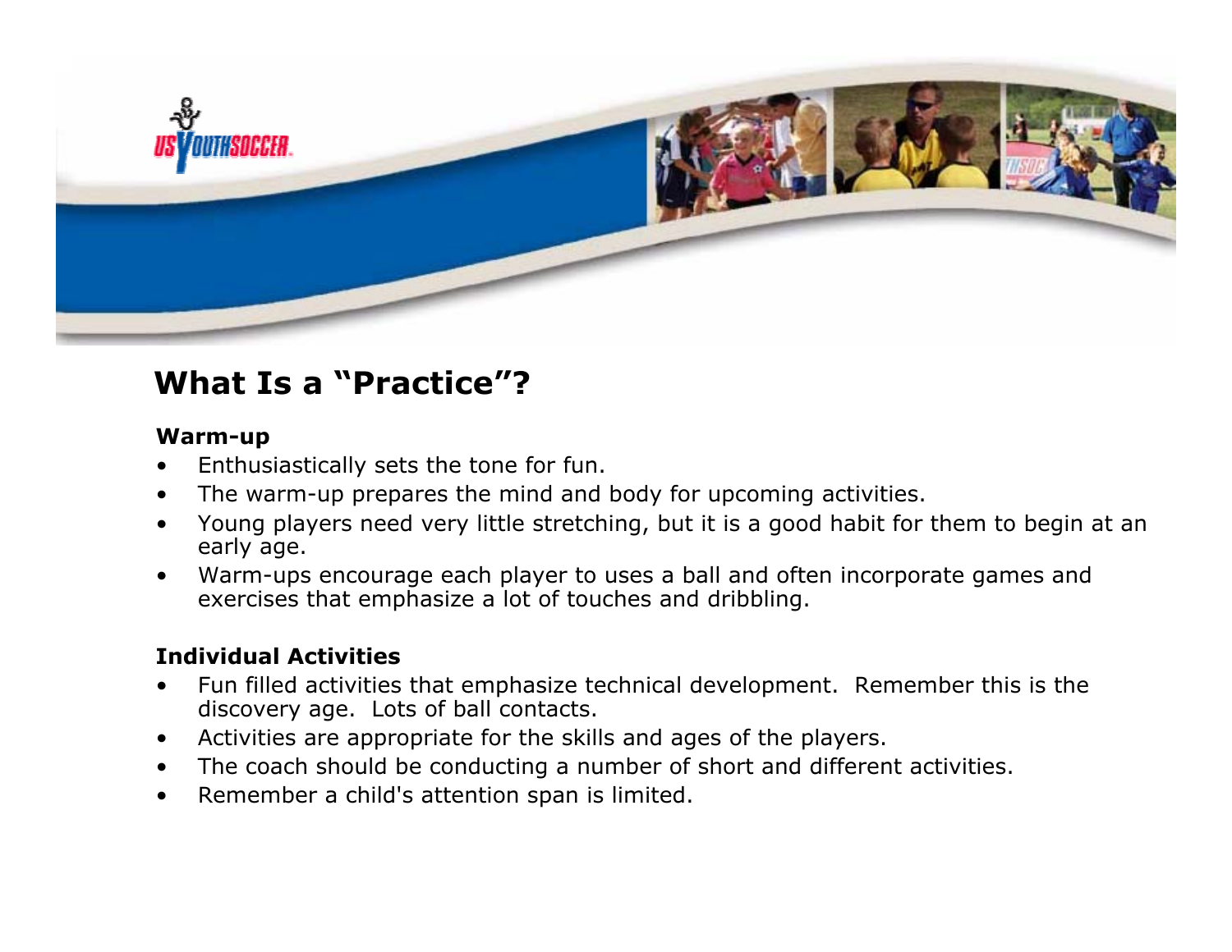# What Is a "Practice"?

### Warm-up

- Enthusiastically sets the tone for fun.
- The warm-up prepares the mind and body for upcoming activities.
- Young players need very little stretching, but it is a good habit for them to begin at an early age.
- Warm-ups encourage each player to uses a ball and often incorporate games and exercises that emphasize a lot of touches and dribbling.

### Individual Activities

- Fun filled activities that emphasize technical development. Remember this is the discovery age. Lots of ball contacts.
- Activities are appropriate for the skills and ages of the players.
- The coach should be conducting a number of short and different activities.
- Remember a child's attention span is limited.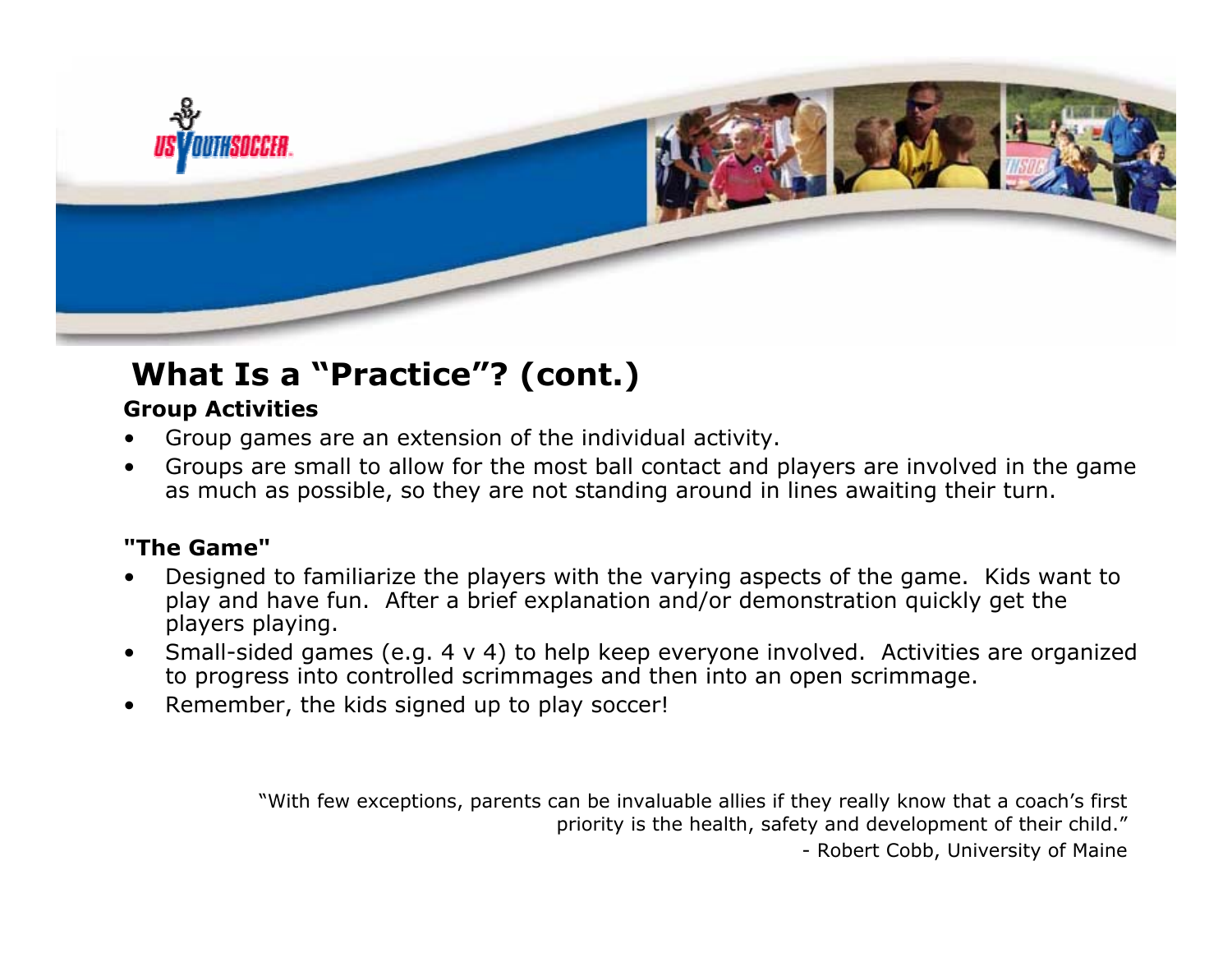# What Is a "Practice"? (cont.)

**Group Activities**

- Group games are an extension of the individual activity.
- Groups are small to allow for the most ball contact and players are involved in the game as much as possible, so they are not standing around in lines awaiting their turn.

**"The Game"**

- Designed to familiarize the players with the varying aspects of the game. Kids want to play and have fun. After a brief explanation and/or demonstration quickly get the players playing.
- Small-sided games (e.g. 4 v 4) to help keep everyone involved. Activities are organized to progress into controlled scrimmages and then into an open scrimmage.
- Remember, the kids signed up to play soccer!

"With few exceptions, parents can be invaluable allies if they really know that a coach's first priority is the health, safety and development of their child."

- Robert Cobb, University of Maine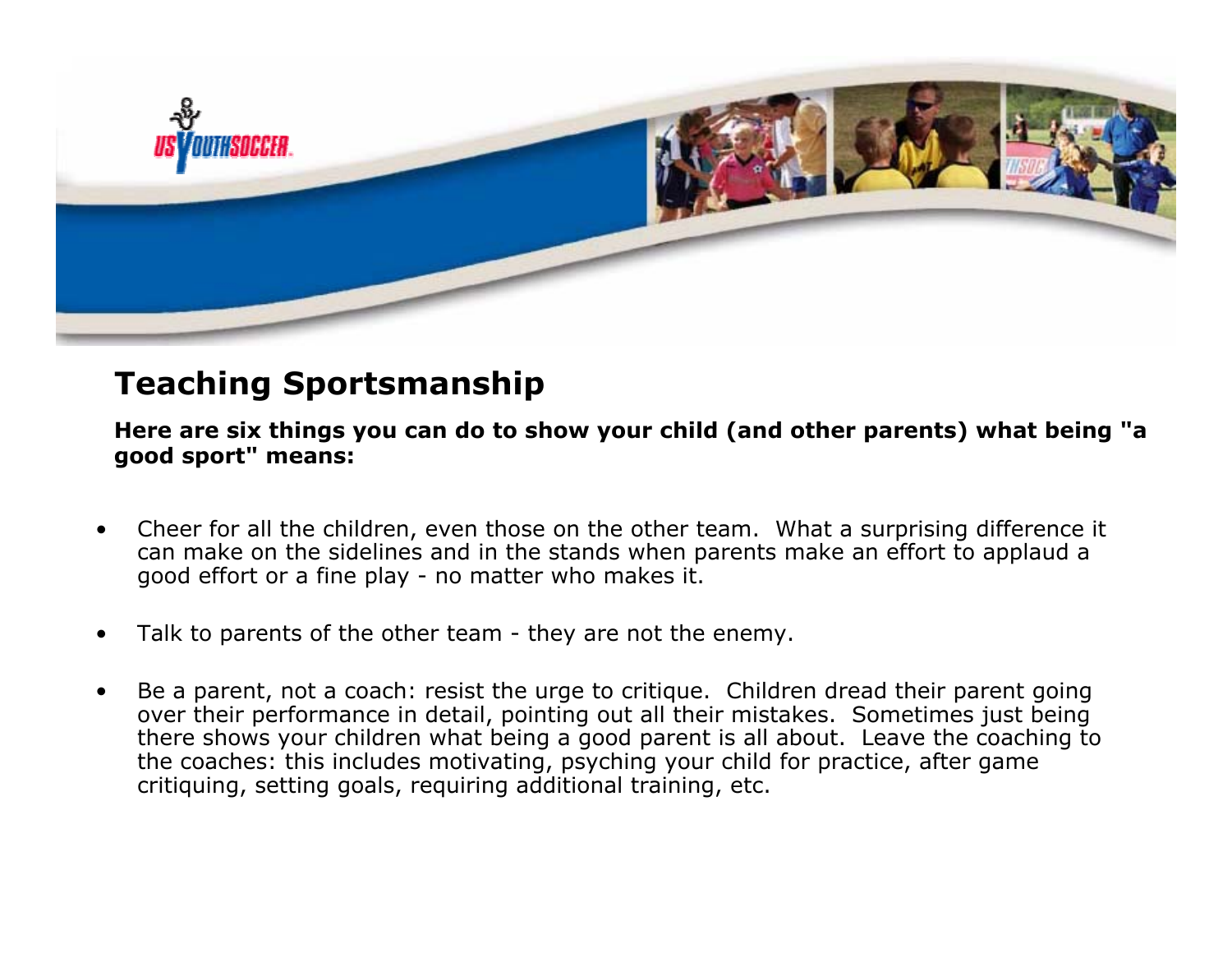# Teaching Sportsmanship

**Here are six things you can do to show your child (and other parents) what being "a good sport" means:**

- Cheer for all the children, even those on the other team. What a surprising difference it can make on the sidelines and in the stands when parents make an effort to applaud a good effort or a fine play - no matter who makes it.

- Talk to parents of the other team - they are not the enemy.

- Be a parent, not a coach: resist the urge to critique. Children dread their parent going over their performance in detail, pointing out all their mistakes. Sometimes just being there shows your children what being a good parent is all about. Leave the coaching to the coaches: this includes motivating, psyching your child for practice, after game critiquing, setting goals, requiring additional training, etc.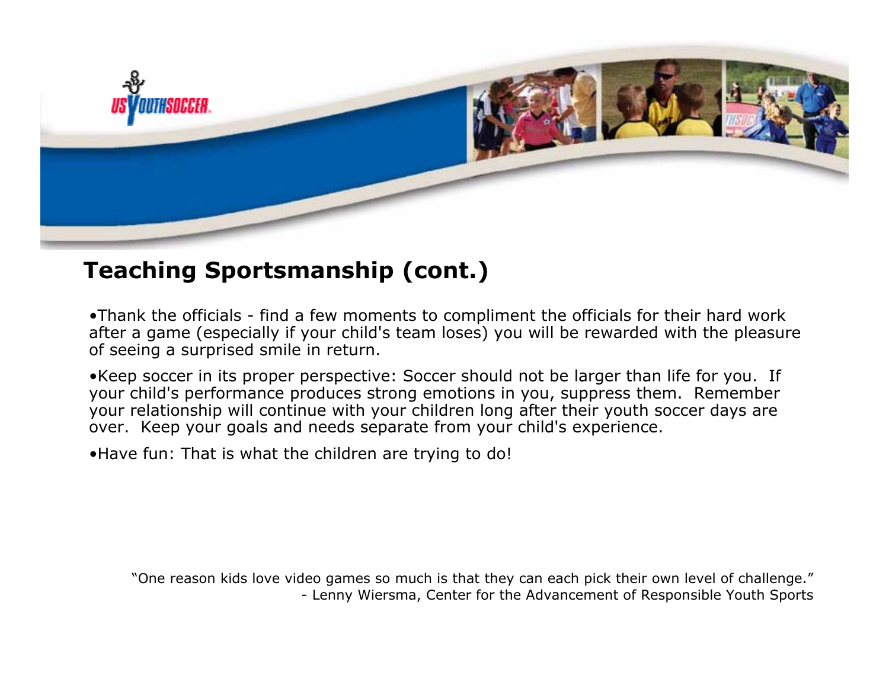## Teaching Sportsmanship (cont.)

- Thank the officials - find a few moments to compliment the officials for their hard work after a game (especially if your child's team loses) you will be rewarded with the pleasure of seeing a surprised smile in return.
- Keep soccer in its proper perspective: Soccer should not be larger than life for you. If your child's performance produces strong emotions in you, suppress them. Remember your relationship will continue with your children long after their youth soccer days are over. Keep your goals and needs separate from your child's experience.
- Have fun: That is what the children are trying to do!

"One reason kids love video games so much is that they can each pick their own level of challenge."
\- Lenny Wiersma, Center for the Advancement of Responsible Youth Sports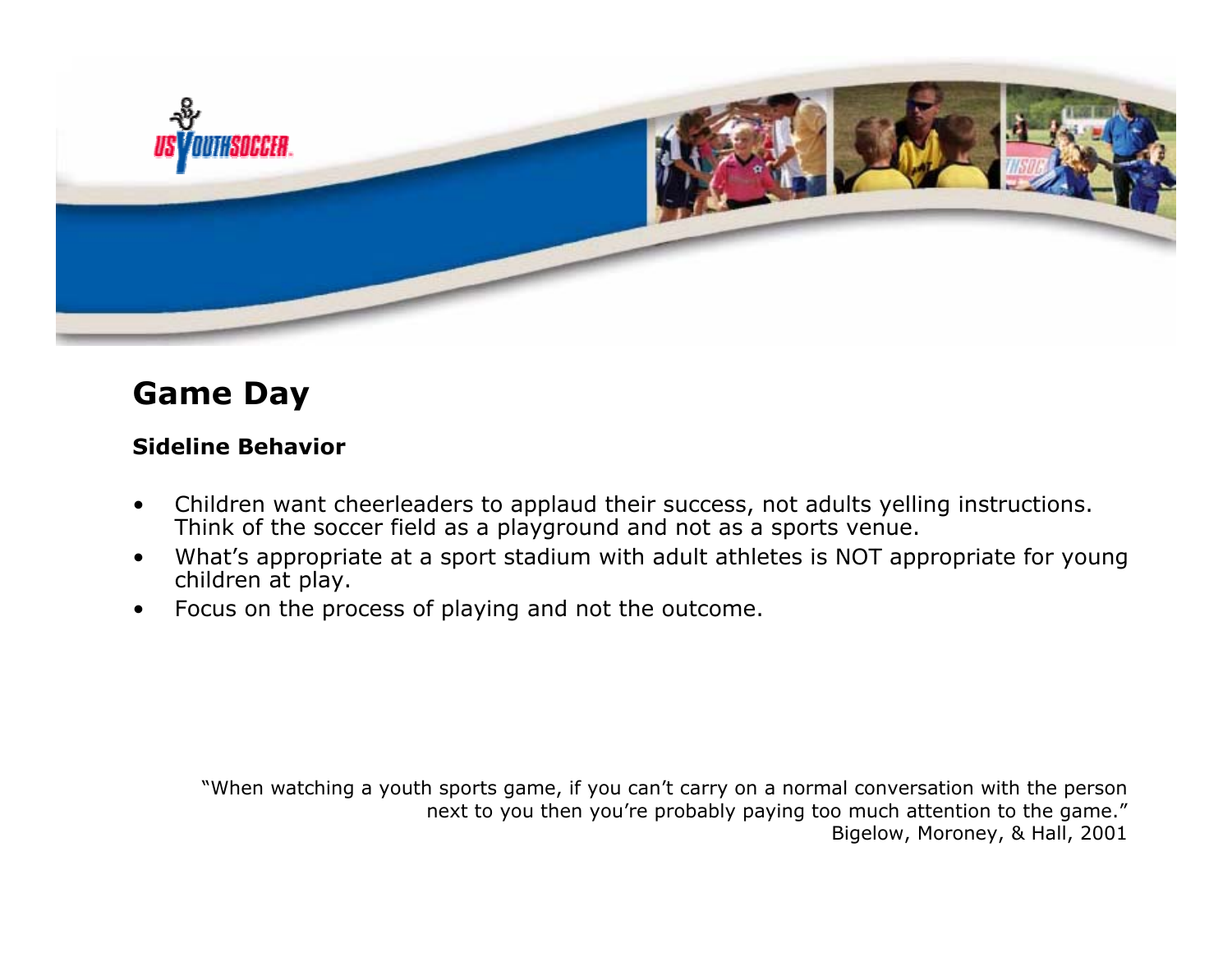## Game Day

### Sideline Behavior

- Children want cheerleaders to applaud their success, not adults yelling instructions. Think of the soccer field as a playground and not as a sports venue.
- What's appropriate at a sport stadium with adult athletes is NOT appropriate for young children at play.
- Focus on the process of playing and not the outcome.

"When watching a youth sports game, if you can't carry on a normal conversation with the person next to you then you're probably paying too much attention to the game."
Bigelow, Moroney, & Hall, 2001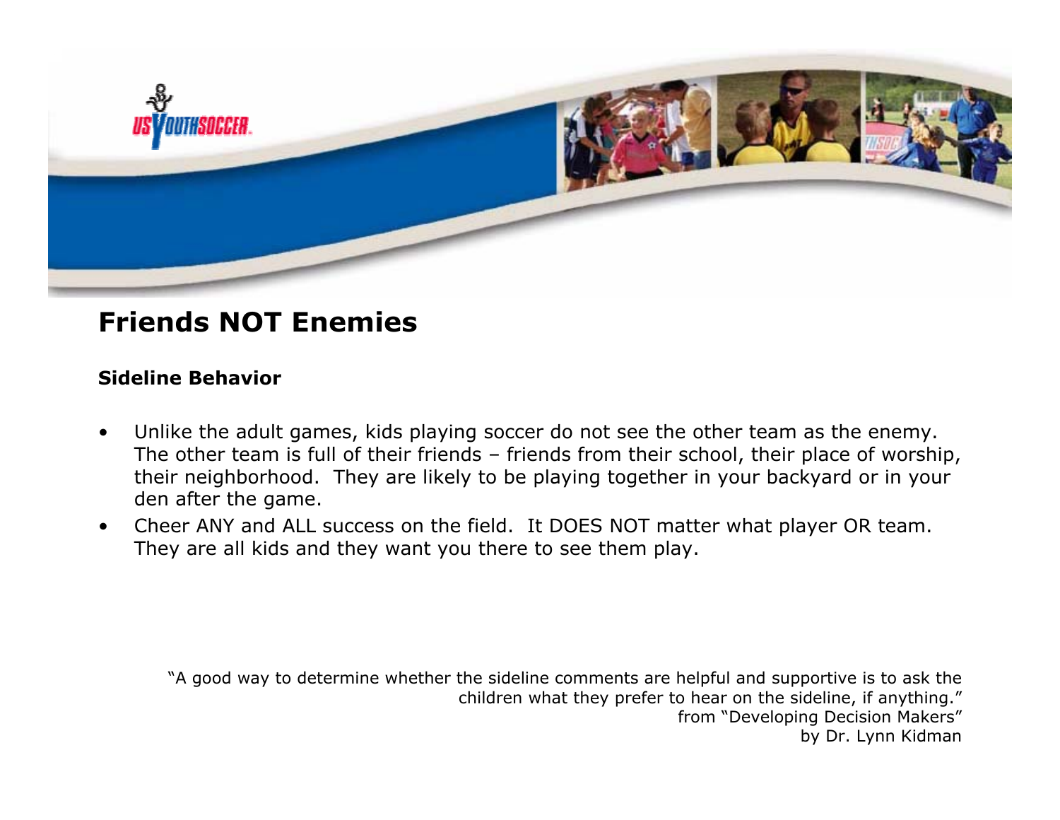# Friends NOT Enemies

### Sideline Behavior

- Unlike the adult games, kids playing soccer do not see the other team as the enemy. The other team is full of their friends – friends from their school, their place of worship, their neighborhood. They are likely to be playing together in your backyard or in your den after the game.
- Cheer ANY and ALL success on the field. It DOES NOT matter what player OR team. They are all kids and they want you there to see them play.

"A good way to determine whether the sideline comments are helpful and supportive is to ask the children what they prefer to hear on the sideline, if anything."
from "Developing Decision Makers"
by Dr. Lynn Kidman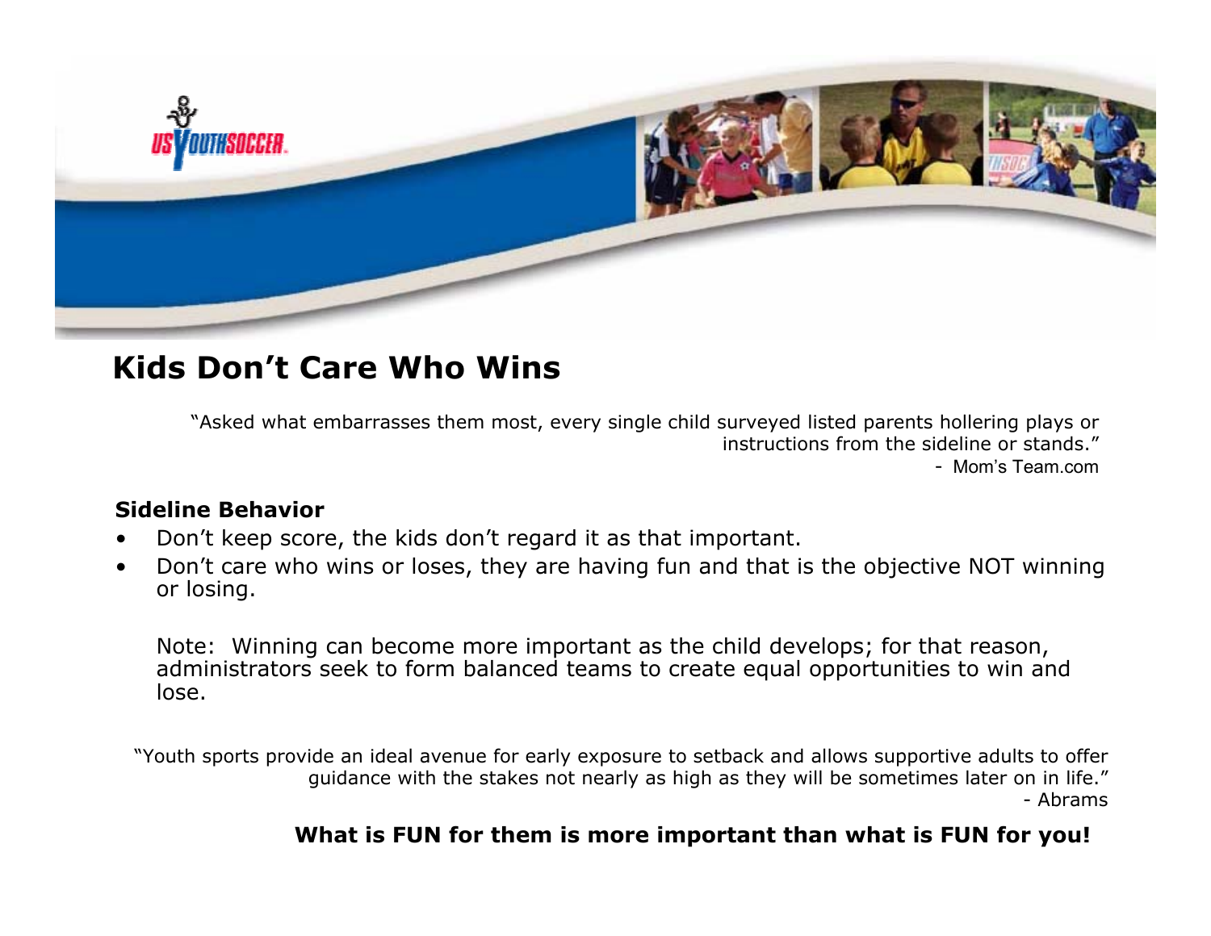# Kids Don't Care Who Wins

"Asked what embarrasses them most, every single child surveyed listed parents hollering plays or instructions from the sideline or stands."
- Mom's Team.com

**Sideline Behavior**

- Don't keep score, the kids don't regard it as that important.
- Don't care who wins or loses, they are having fun and that is the objective NOT winning or losing.

Note: Winning can become more important as the child develops; for that reason, administrators seek to form balanced teams to create equal opportunities to win and lose.

"Youth sports provide an ideal avenue for early exposure to setback and allows supportive adults to offer guidance with the stakes not nearly as high as they will be sometimes later on in life."
- Abrams

**What is FUN for them is more important than what is FUN for you!**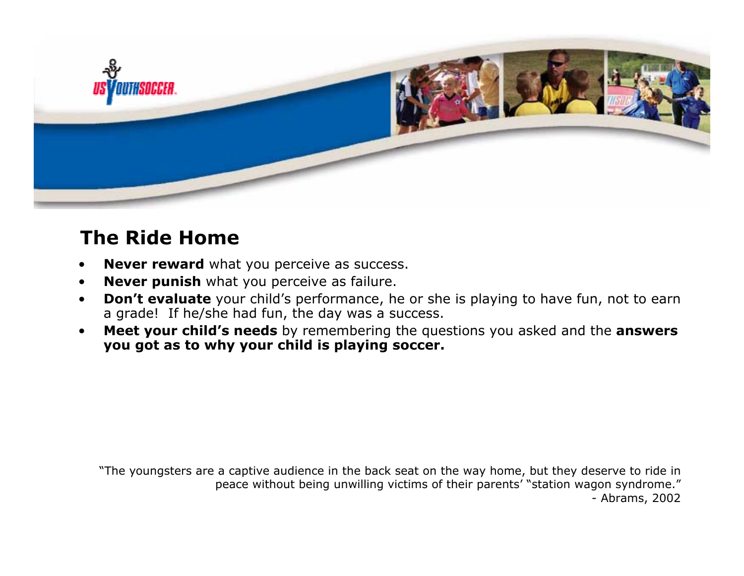## The Ride Home

- **Never reward** what you perceive as success.
- **Never punish** what you perceive as failure.
- **Don't evaluate** your child's performance, he or she is playing to have fun, not to earn a grade! If he/she had fun, the day was a success.
- **Meet your child's needs** by remembering the questions you asked and the **answers you got as to why your child is playing soccer.**

"The youngsters are a captive audience in the back seat on the way home, but they deserve to ride in peace without being unwilling victims of their parents' "station wagon syndrome."

- Abrams, 2002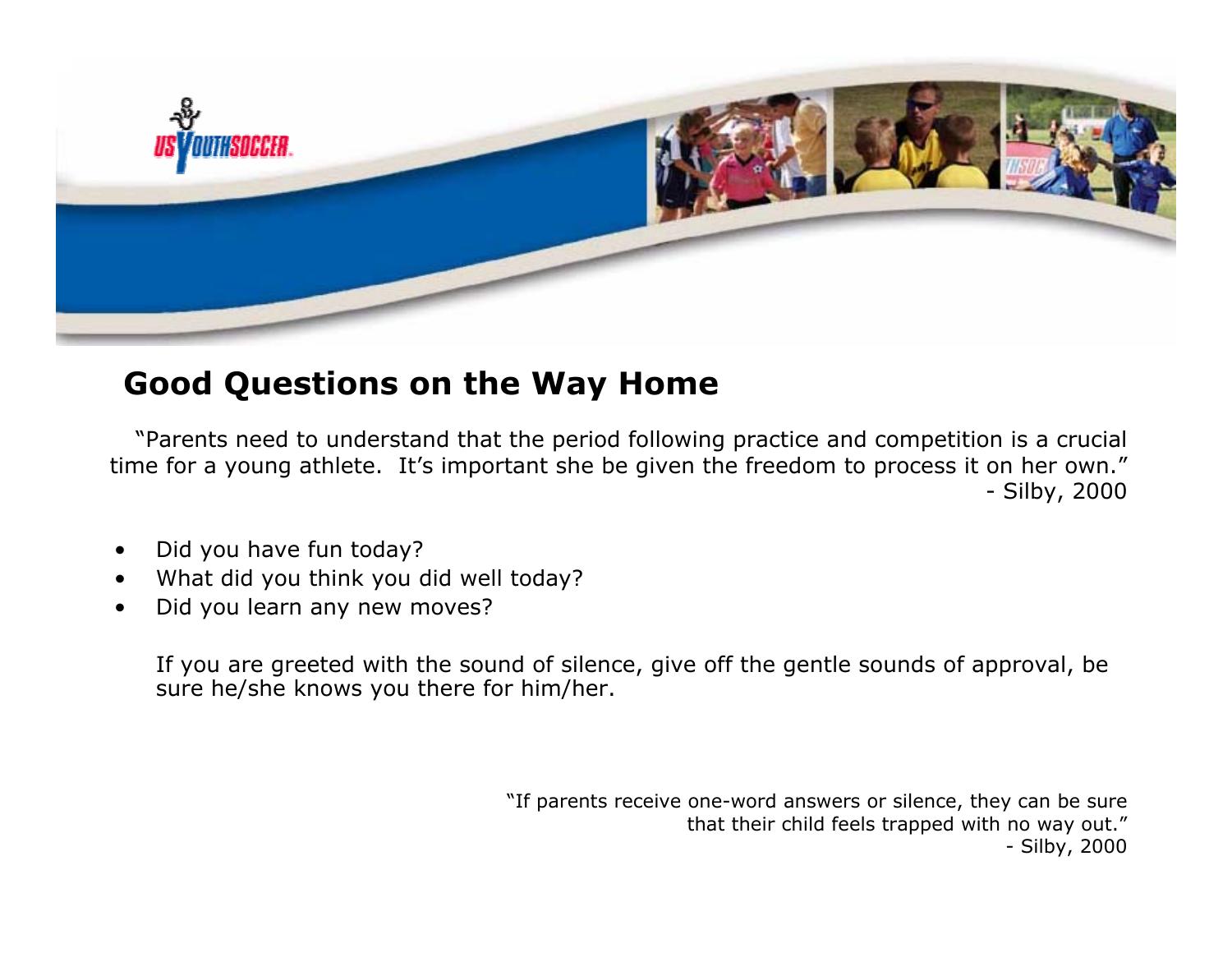# Good Questions on the Way Home

"Parents need to understand that the period following practice and competition is a crucial time for a young athlete. It's important she be given the freedom to process it on her own."
- Silby, 2000

- Did you have fun today?
- What did you think you did well today?
- Did you learn any new moves?

If you are greeted with the sound of silence, give off the gentle sounds of approval, be sure he/she knows you there for him/her.

"If parents receive one-word answers or silence, they can be sure that their child feels trapped with no way out."
- Silby, 2000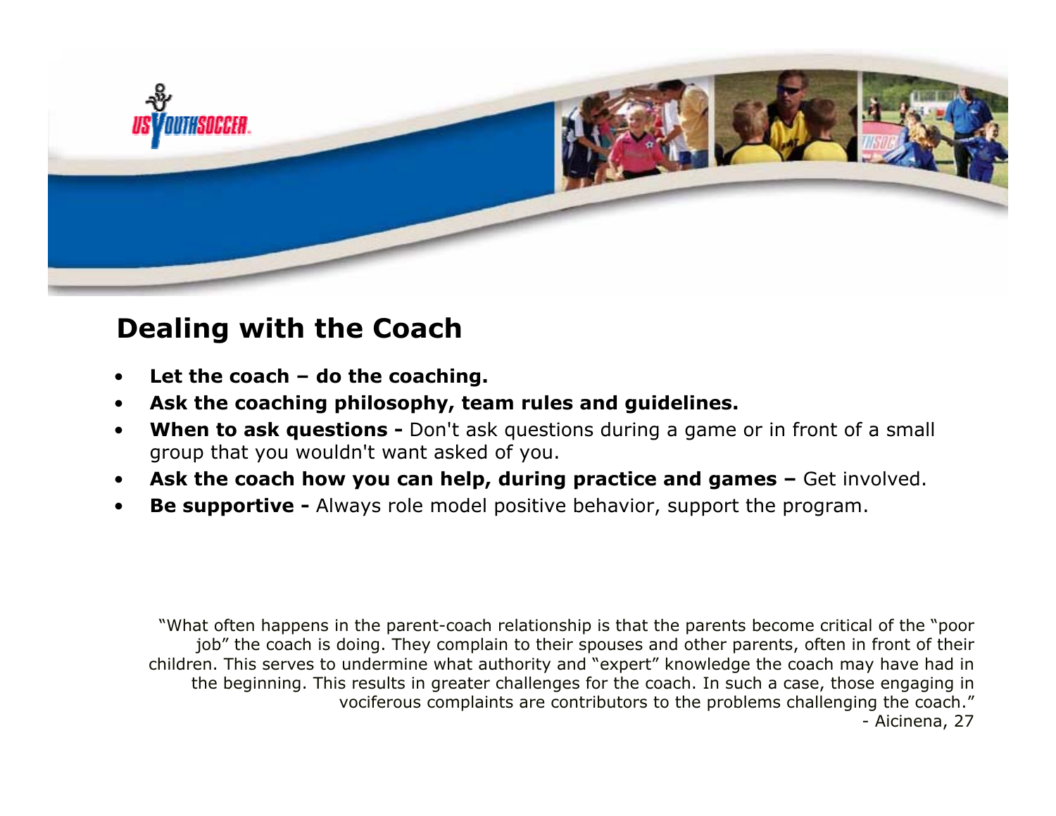# Dealing with the Coach

- **Let the coach – do the coaching.**
- **Ask the coaching philosophy, team rules and guidelines.**
- **When to ask questions -** Don't ask questions during a game or in front of a small group that you wouldn't want asked of you.
- **Ask the coach how you can help, during practice and games –** Get involved.
- **Be supportive -** Always role model positive behavior, support the program.

"What often happens in the parent-coach relationship is that the parents become critical of the "poor job" the coach is doing. They complain to their spouses and other parents, often in front of their children. This serves to undermine what authority and "expert" knowledge the coach may have had in the beginning. This results in greater challenges for the coach. In such a case, those engaging in vociferous complaints are contributors to the problems challenging the coach."

- Aicinena, 27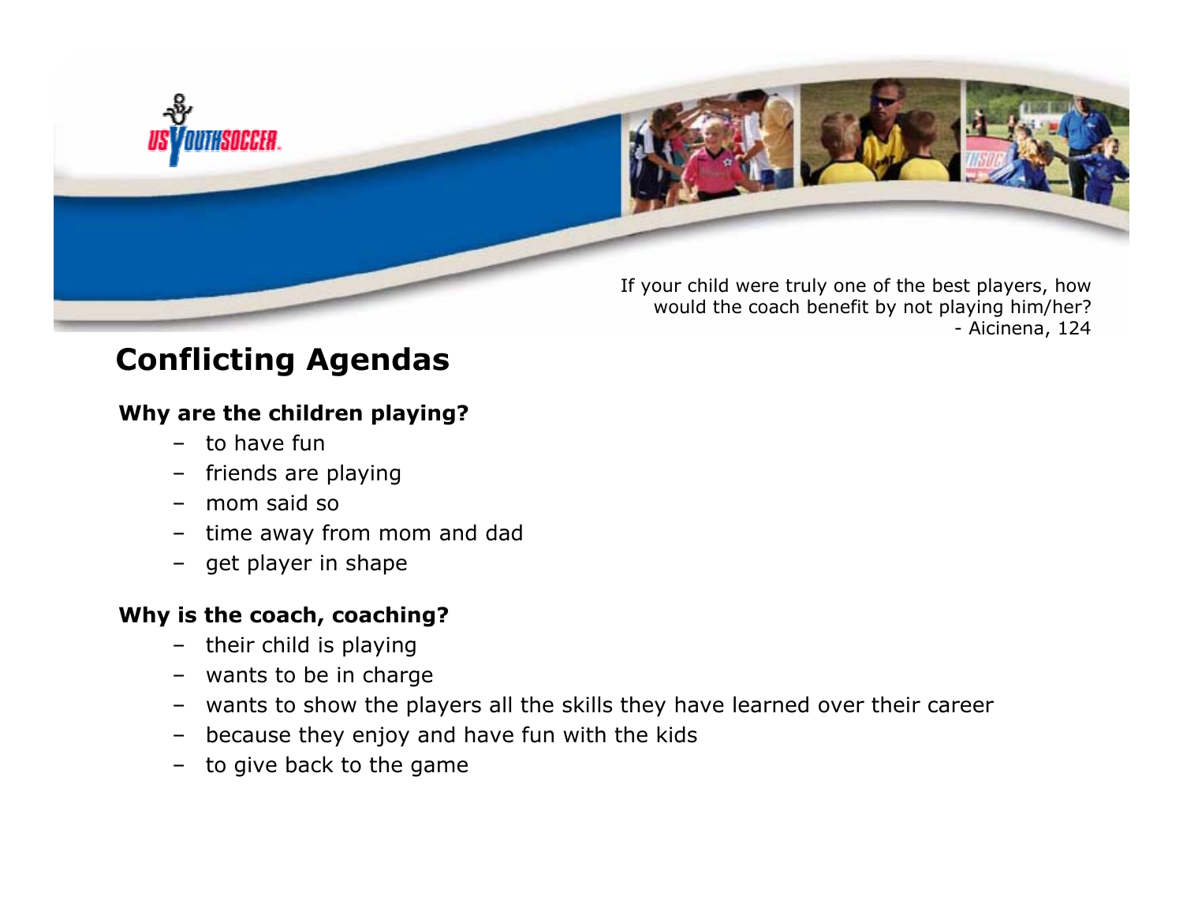If your child were truly one of the best players, how would the coach benefit by not playing him/her?
- Aicinena, 124

# Conflicting Agendas

**Why are the children playing?**

- to have fun
- friends are playing
- mom said so
- time away from mom and dad
- get player in shape

**Why is the coach, coaching?**

- their child is playing
- wants to be in charge
- wants to show the players all the skills they have learned over their career
- because they enjoy and have fun with the kids
- to give back to the game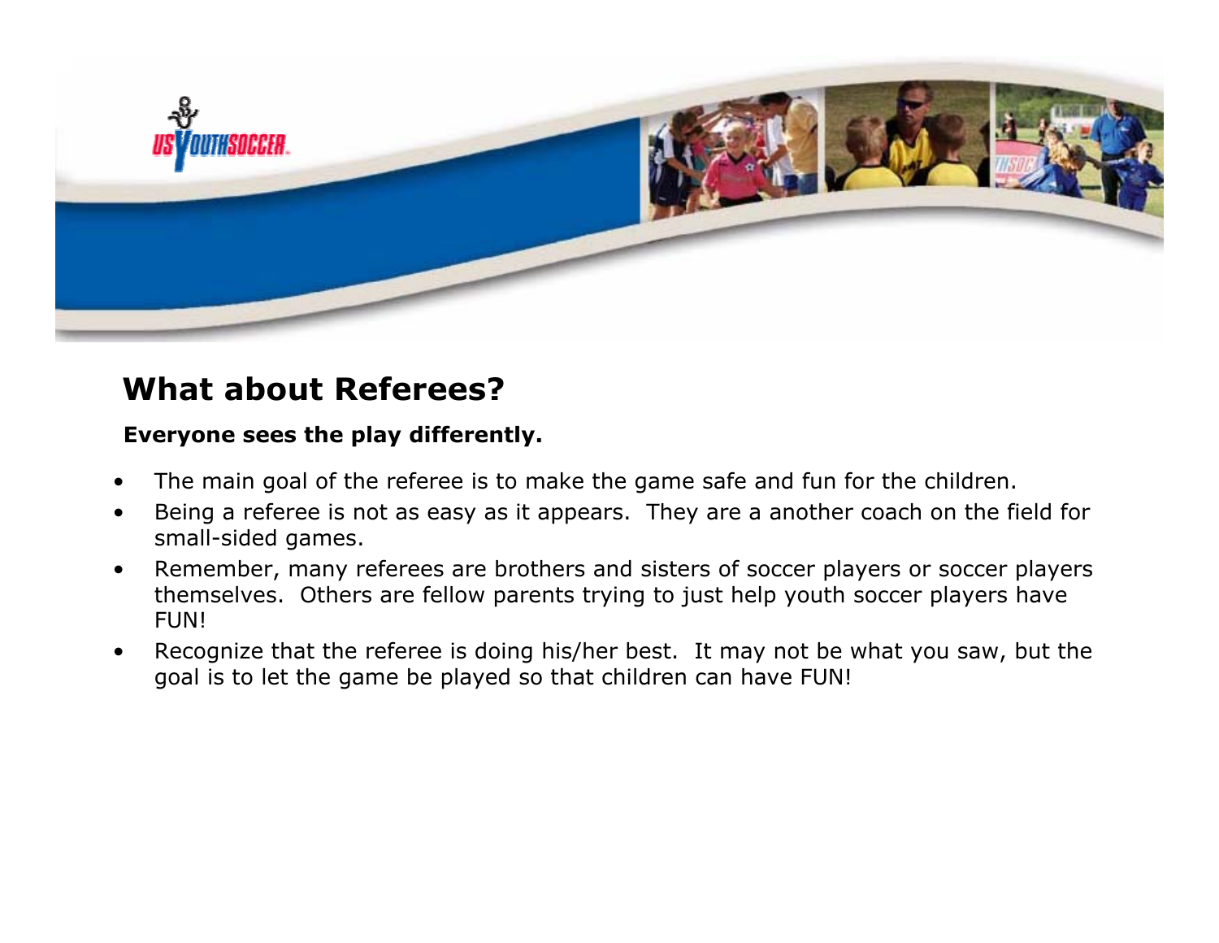## What about Referees?

**Everyone sees the play differently.**

- The main goal of the referee is to make the game safe and fun for the children.
- Being a referee is not as easy as it appears. They are a another coach on the field for small-sided games.
- Remember, many referees are brothers and sisters of soccer players or soccer players themselves. Others are fellow parents trying to just help youth soccer players have FUN!
- Recognize that the referee is doing his/her best. It may not be what you saw, but the goal is to let the game be played so that children can have FUN!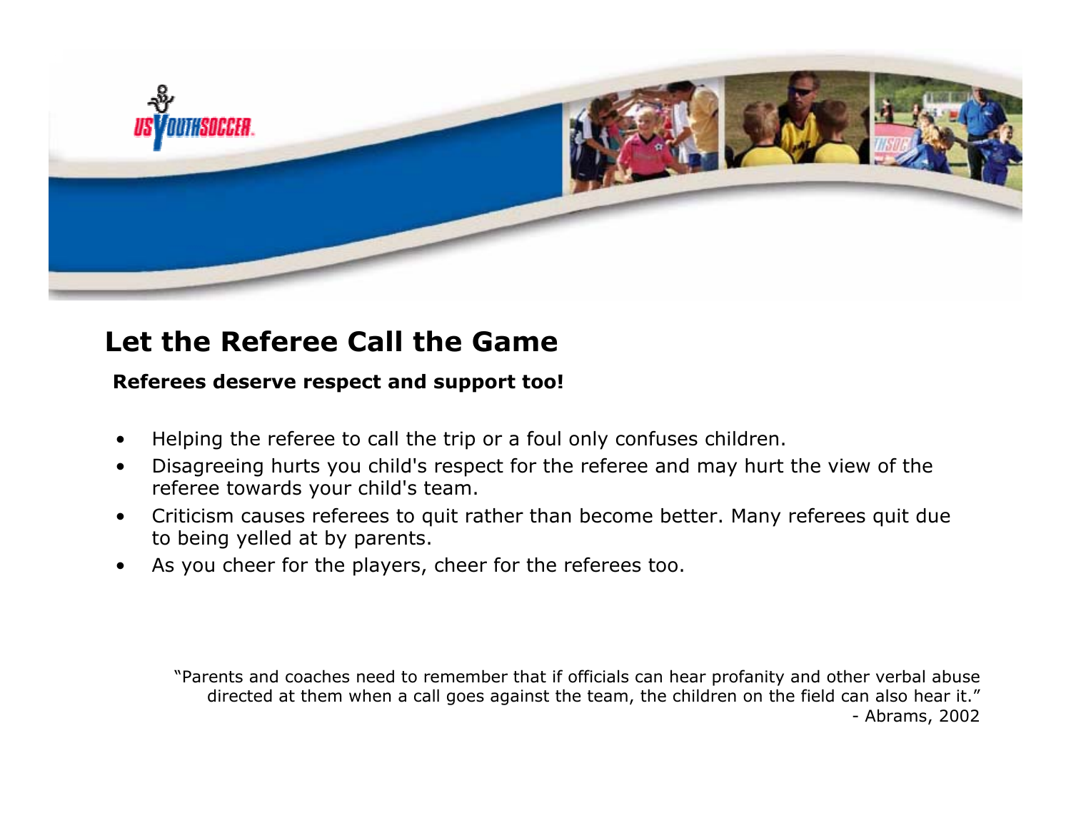# Let the Referee Call the Game

**Referees deserve respect and support too!**

- Helping the referee to call the trip or a foul only confuses children.
- Disagreeing hurts you child's respect for the referee and may hurt the view of the referee towards your child's team.
- Criticism causes referees to quit rather than become better. Many referees quit due to being yelled at by parents.
- As you cheer for the players, cheer for the referees too.

"Parents and coaches need to remember that if officials can hear profanity and other verbal abuse directed at them when a call goes against the team, the children on the field can also hear it."

- Abrams, 2002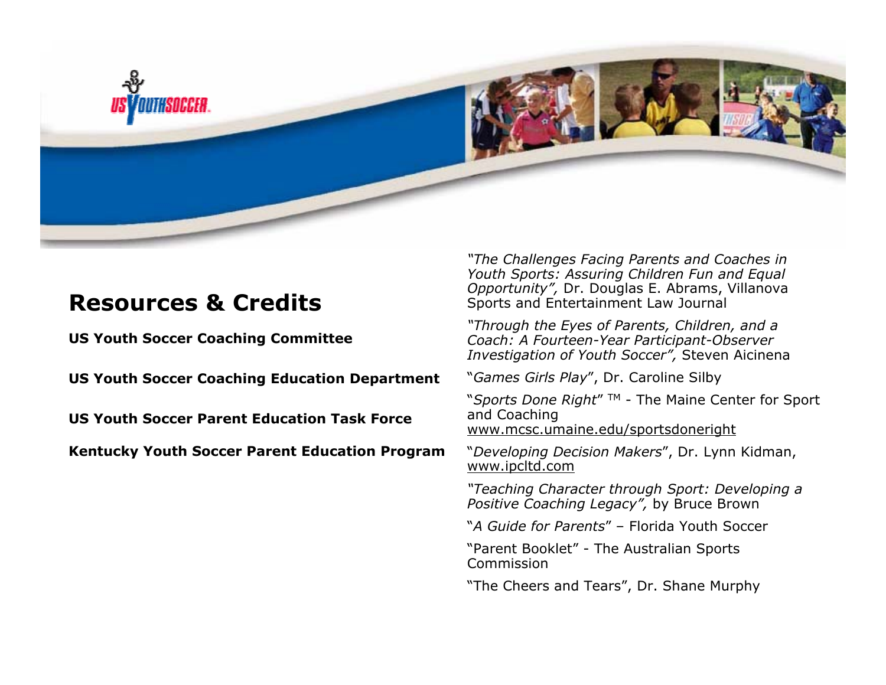## Resources & Credits

**US Youth Soccer Coaching Committee**

**US Youth Soccer Coaching Education Department**

**US Youth Soccer Parent Education Task Force**

**Kentucky Youth Soccer Parent Education Program**

*"The Challenges Facing Parents and Coaches in Youth Sports: Assuring Children Fun and Equal Opportunity",* Dr. Douglas E. Abrams, Villanova Sports and Entertainment Law Journal

*"Through the Eyes of Parents, Children, and a Coach: A Fourteen-Year Participant-Observer Investigation of Youth Soccer",* Steven Aicinena

"*Games Girls Play*", Dr. Caroline Silby

"*Sports Done Right*" ™ - The Maine Center for Sport and Coaching
www.mcsc.umaine.edu/sportsdoneright

"*Developing Decision Makers*", Dr. Lynn Kidman, www.ipcltd.com

*"Teaching Character through Sport: Developing a Positive Coaching Legacy",* by Bruce Brown

"*A Guide for Parents*" – Florida Youth Soccer

"Parent Booklet" - The Australian Sports Commission

"The Cheers and Tears", Dr. Shane Murphy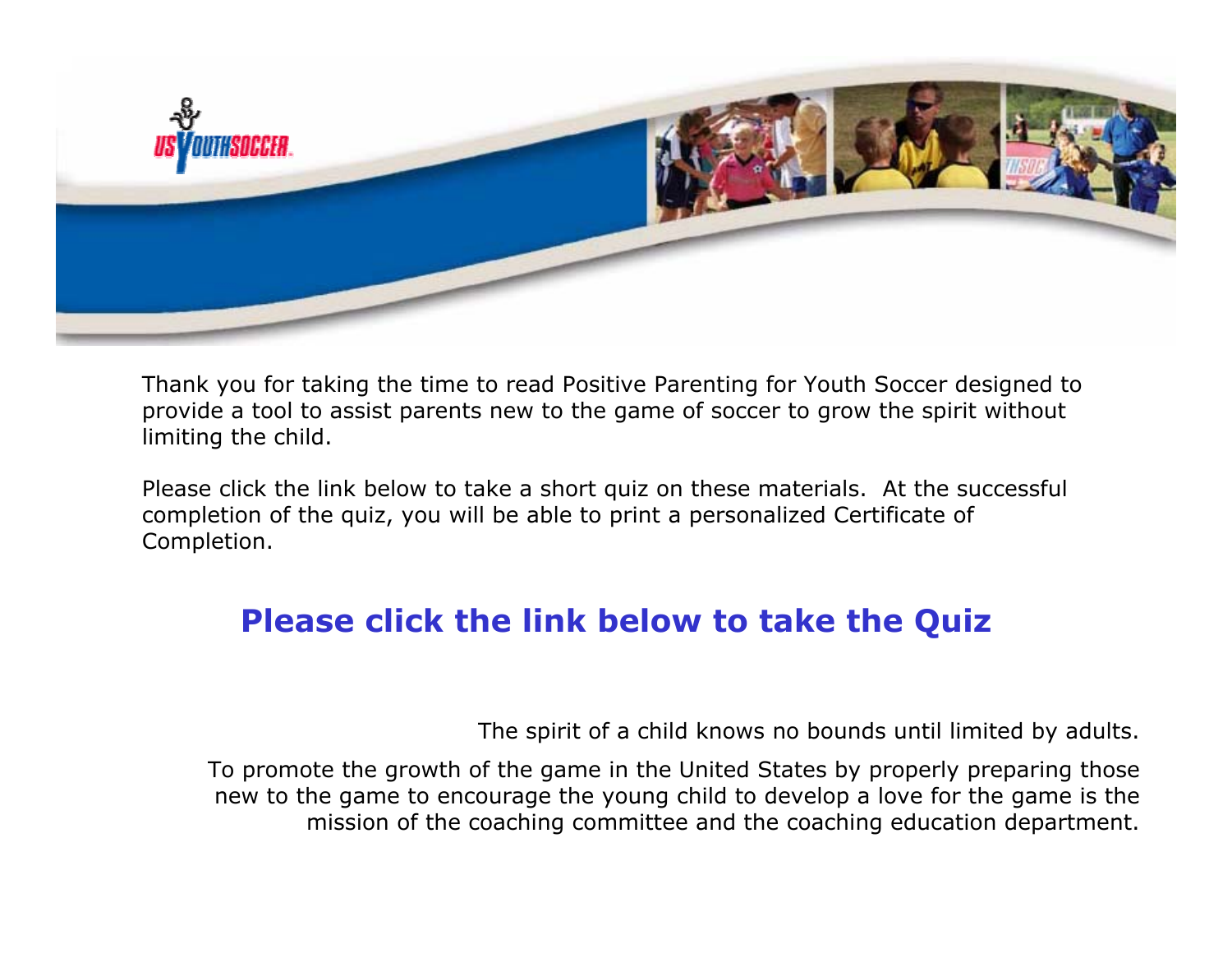Thank you for taking the time to read Positive Parenting for Youth Soccer designed to provide a tool to assist parents new to the game of soccer to grow the spirit without limiting the child.

Please click the link below to take a short quiz on these materials. At the successful completion of the quiz, you will be able to print a personalized Certificate of Completion.

## Please click the link below to take the Quiz

The spirit of a child knows no bounds until limited by adults.

To promote the growth of the game in the United States by properly preparing those new to the game to encourage the young child to develop a love for the game is the mission of the coaching committee and the coaching education department.